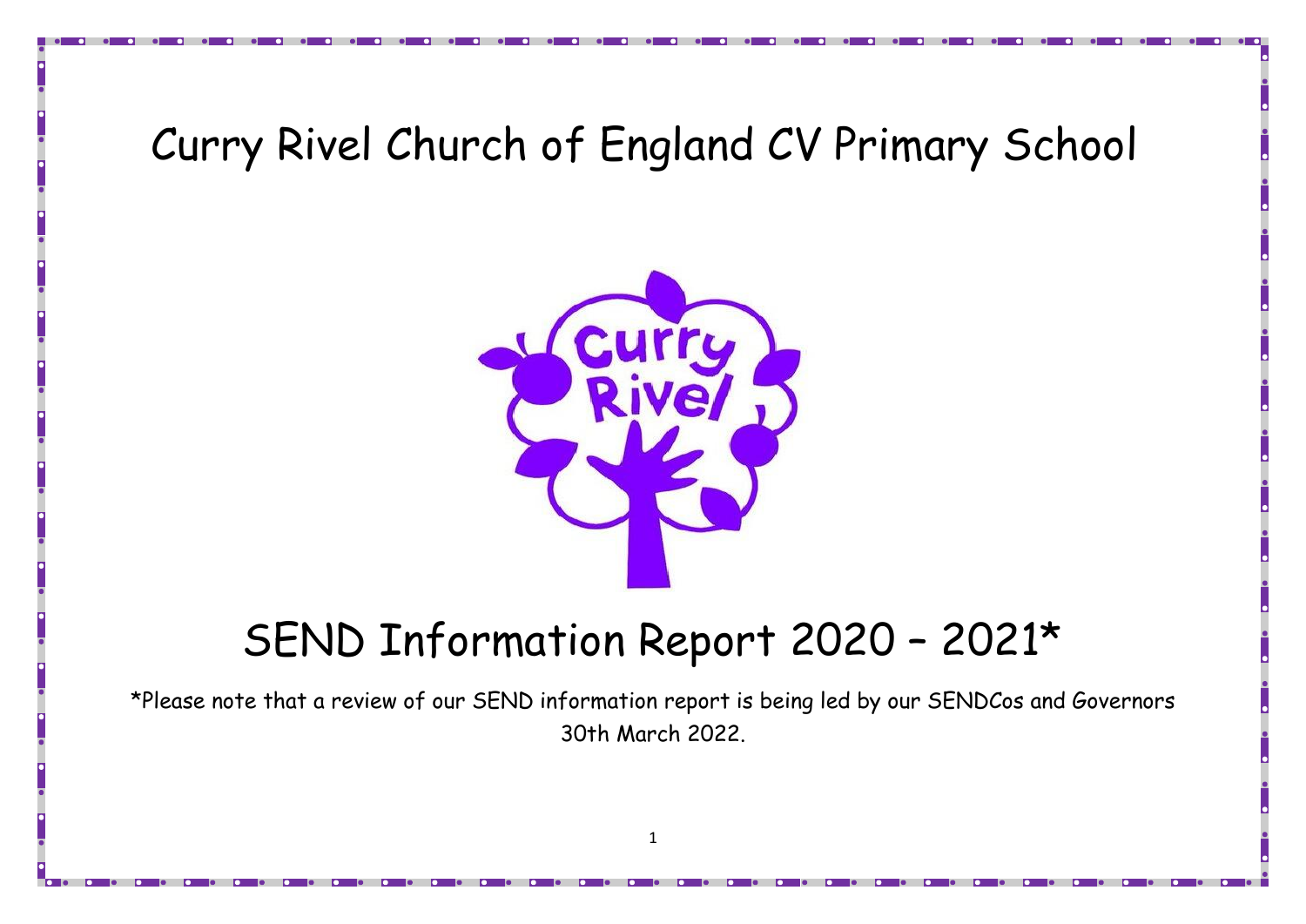# Curry Rivel Church of England CV Primary School

# SEND Information Report 2020 – 2021*

*Please note that a review of our SEND information report is being led by our SENDCos and Governors 30th March 2022.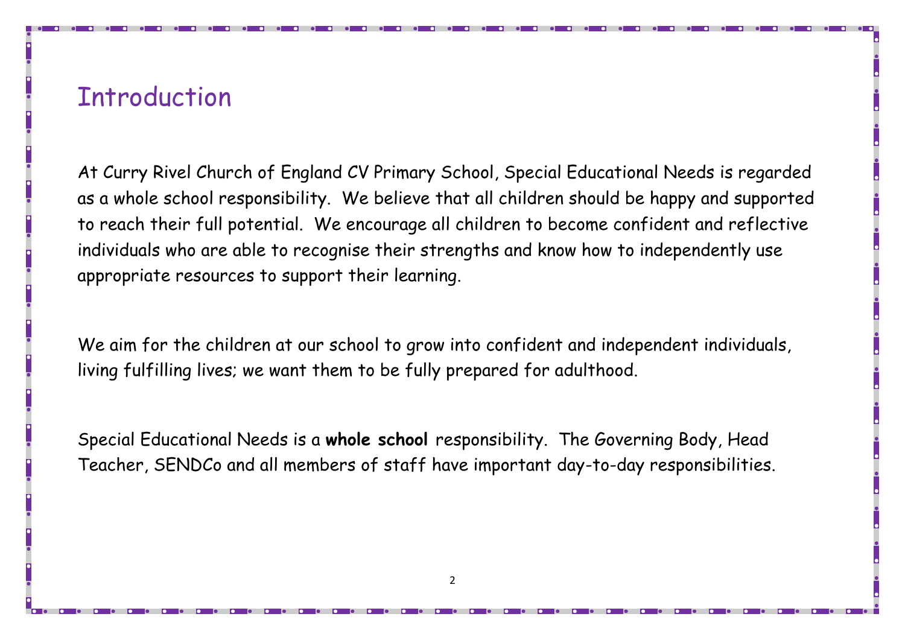# Introduction

At Curry Rivel Church of England CV Primary School, Special Educational Needs is regarded as a whole school responsibility. We believe that all children should be happy and supported to reach their full potential. We encourage all children to become confident and reflective individuals who are able to recognise their strengths and know how to independently use appropriate resources to support their learning.

We aim for the children at our school to grow into confident and independent individuals, living fulfilling lives; we want them to be fully prepared for adulthood.

Special Educational Needs is a **whole school** responsibility. The Governing Body, Head Teacher, SENDCo and all members of staff have important day-to-day responsibilities.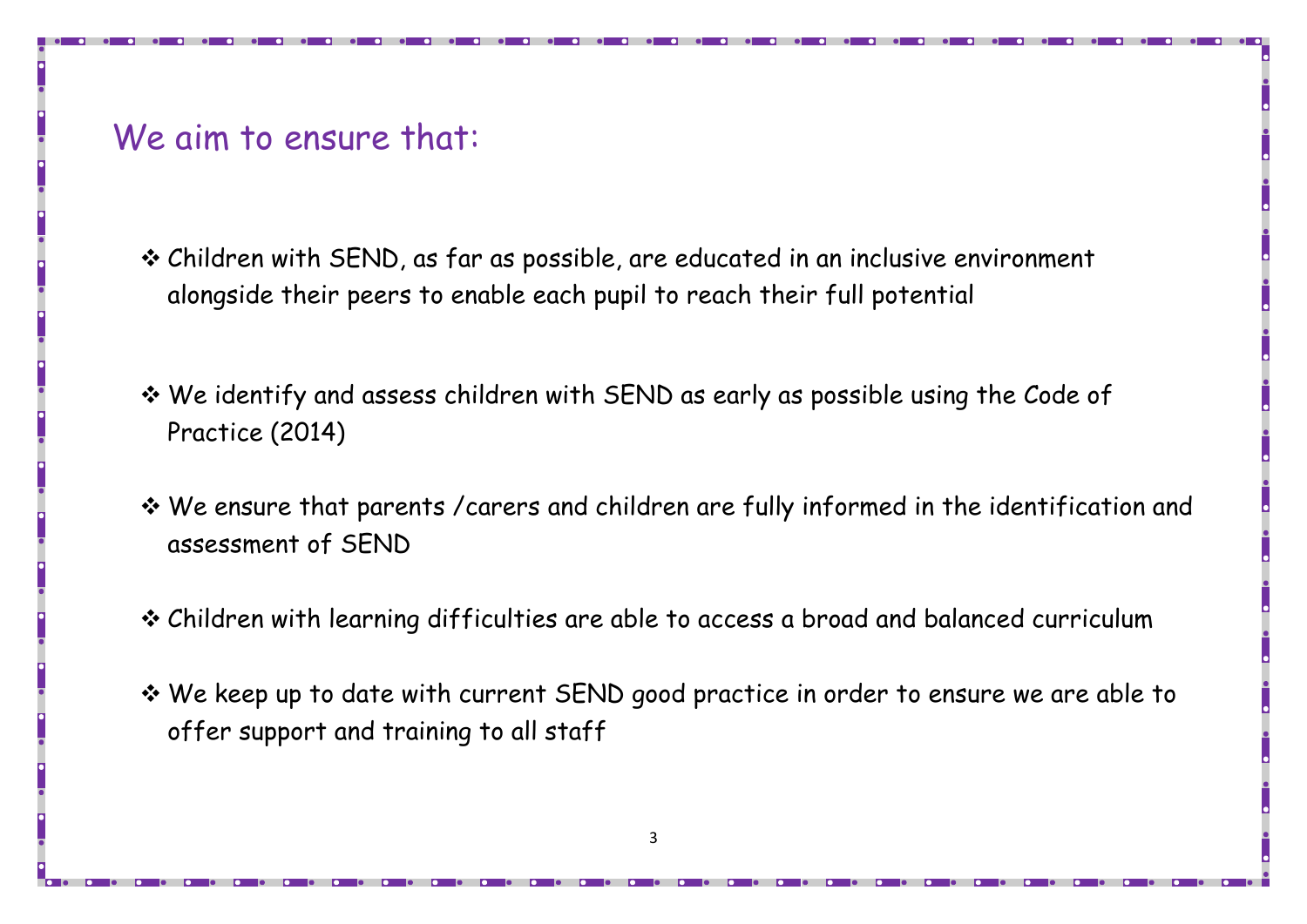## We aim to ensure that:

- Children with SEND, as far as possible, are educated in an inclusive environment alongside their peers to enable each pupil to reach their full potential

- We identify and assess children with SEND as early as possible using the Code of Practice (2014)

- We ensure that parents /carers and children are fully informed in the identification and assessment of SEND

- Children with learning difficulties are able to access a broad and balanced curriculum

- We keep up to date with current SEND good practice in order to ensure we are able to offer support and training to all staff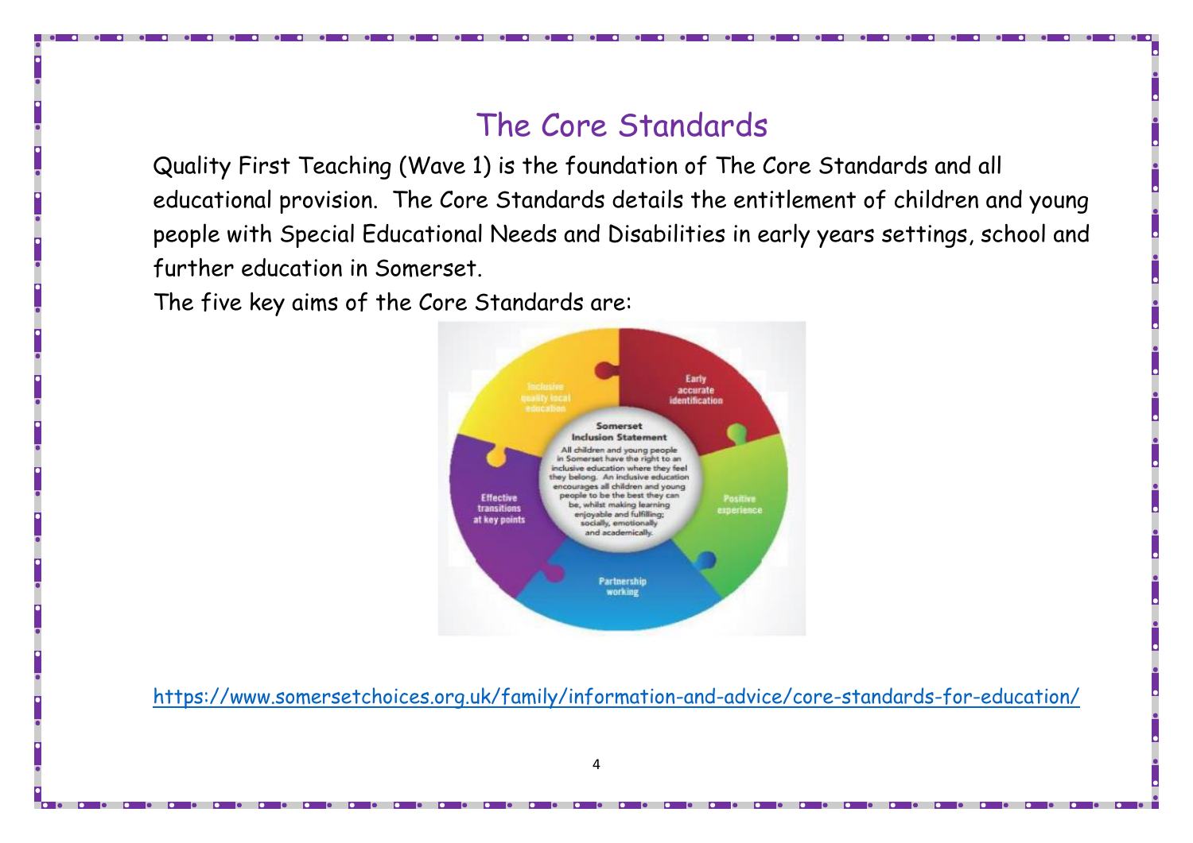# The Core Standards

Quality First Teaching (Wave 1) is the foundation of The Core Standards and all educational provision. The Core Standards details the entitlement of children and young people with Special Educational Needs and Disabilities in early years settings, school and further education in Somerset.

The five key aims of the Core Standards are:

- Early accurate identification
- Positive experience
- Partnership working
- Effective transitions at key points
- Inclusive quality local education

**Somerset Inclusion Statement**

All children and young people in Somerset have the right to an inclusive education where they feel they belong. An inclusive education encourages all children and young people to be the best they can be, whilst making learning enjoyable and fulfilling; socially, emotionally and academically.

https://www.somersetchoices.org.uk/family/information-and-advice/core-standards-for-education/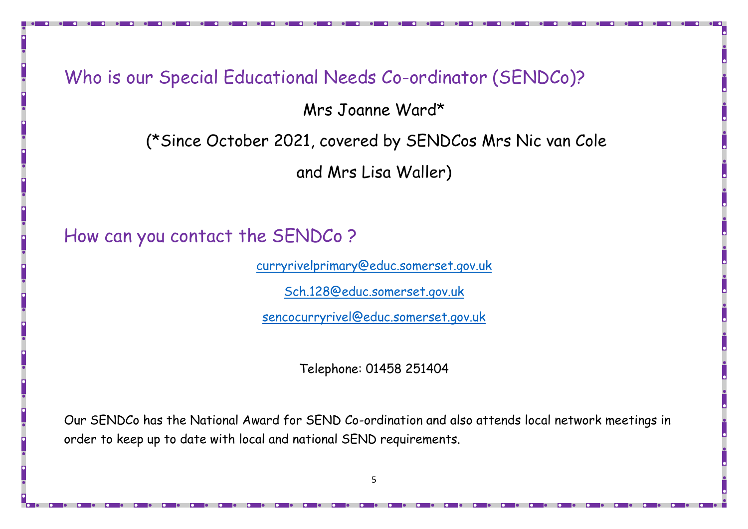## Who is our Special Educational Needs Co-ordinator (SENDCo)?

Mrs Joanne Ward*

(*Since October 2021, covered by SENDCos Mrs Nic van Cole and Mrs Lisa Waller)

## How can you contact the SENDCo ?

curryrivelprimary@educ.somerset.gov.uk

Sch.128@educ.somerset.gov.uk

sencocurryrivel@educ.somerset.gov.uk

Telephone: 01458 251404

Our SENDCo has the National Award for SEND Co-ordination and also attends local network meetings in order to keep up to date with local and national SEND requirements.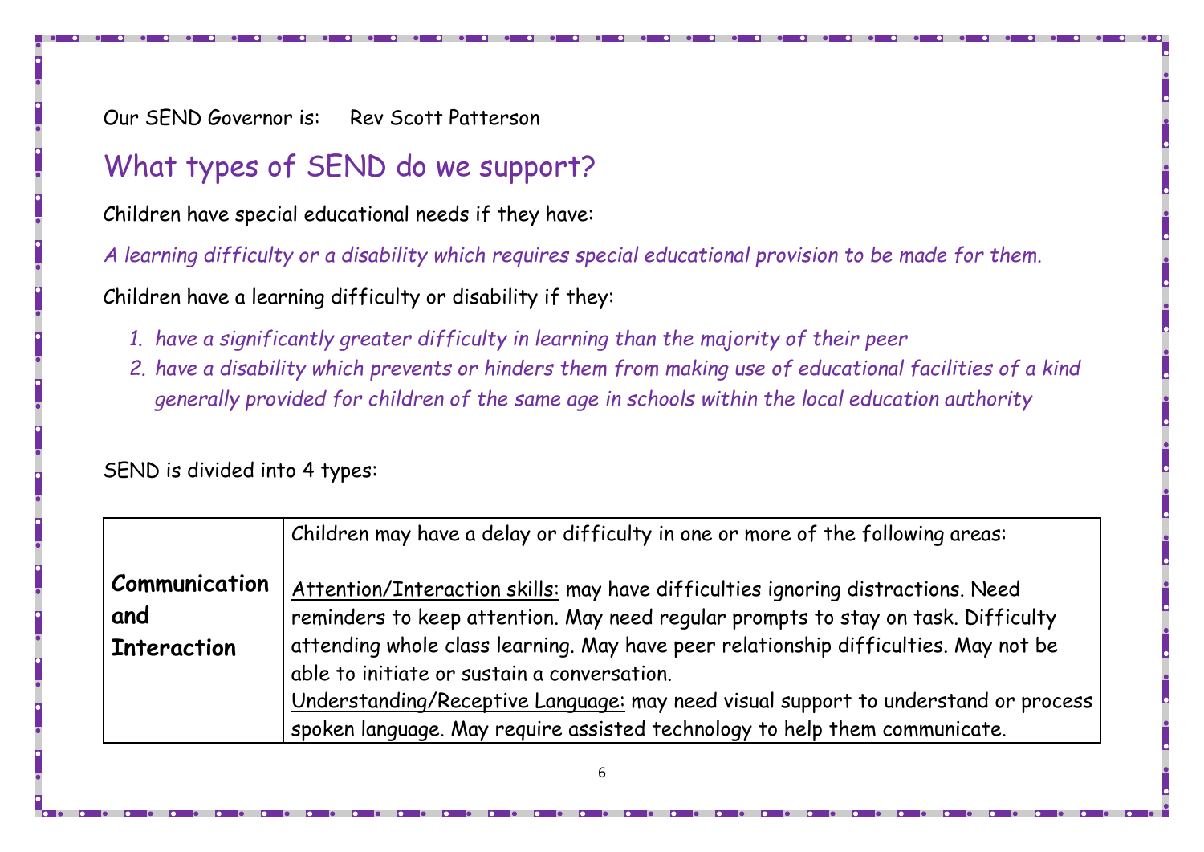Our SEND Governor is: Rev Scott Patterson

## What types of SEND do we support?

Children have special educational needs if they have:

*A learning difficulty or a disability which requires special educational provision to be made for them.*

Children have a learning difficulty or disability if they:

1. *have a significantly greater difficulty in learning than the majority of their peer*
2. *have a disability which prevents or hinders them from making use of educational facilities of a kind generally provided for children of the same age in schools within the local education authority*

SEND is divided into 4 types:

| | |
|---|---|
| **Communication and Interaction** | Children may have a delay or difficulty in one or more of the following areas:<br><br><u>Attention/Interaction skills</u>: may have difficulties ignoring distractions. Need reminders to keep attention. May need regular prompts to stay on task. Difficulty attending whole class learning. May have peer relationship difficulties. May not be able to initiate or sustain a conversation.<br><u>Understanding/Receptive Language</u>: may need visual support to understand or process spoken language. May require assisted technology to help them communicate. |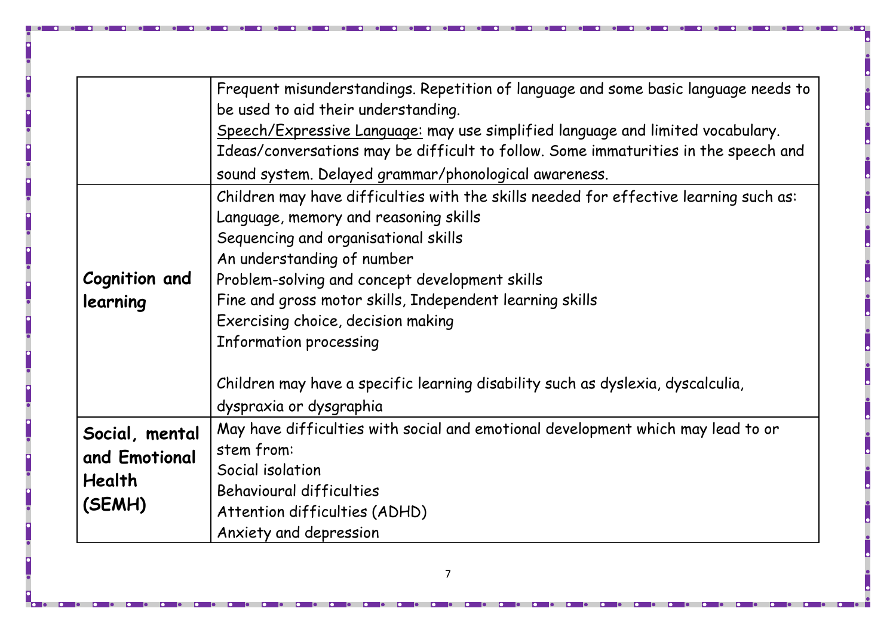| | |
|---|---|
| | Frequent misunderstandings. Repetition of language and some basic language needs to be used to aid their understanding.<br><u>Speech/Expressive Language:</u> may use simplified language and limited vocabulary. Ideas/conversations may be difficult to follow. Some immaturities in the speech and sound system. Delayed grammar/phonological awareness. |
| **Cognition and learning** | Children may have difficulties with the skills needed for effective learning such as:<br>Language, memory and reasoning skills<br>Sequencing and organisational skills<br>An understanding of number<br>Problem-solving and concept development skills<br>Fine and gross motor skills, Independent learning skills<br>Exercising choice, decision making<br>Information processing<br><br>Children may have a specific learning disability such as dyslexia, dyscalculia, dyspraxia or dysgraphia |
| **Social, mental and Emotional Health (SEMH)** | May have difficulties with social and emotional development which may lead to or stem from:<br>Social isolation<br>Behavioural difficulties<br>Attention difficulties (ADHD)<br>Anxiety and depression |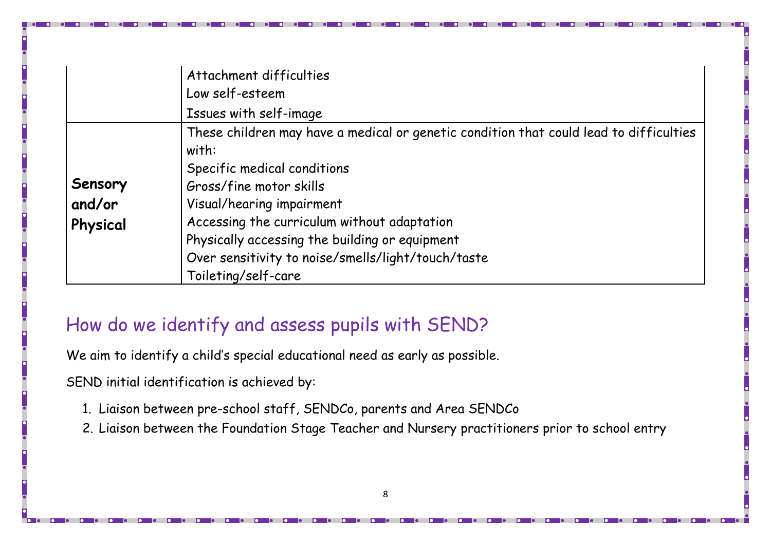|  |  |
|---|---|
|  | Attachment difficulties<br>Low self-esteem<br>Issues with self-image |
| **Sensory and/or Physical** | These children may have a medical or genetic condition that could lead to difficulties with:<br>Specific medical conditions<br>Gross/fine motor skills<br>Visual/hearing impairment<br>Accessing the curriculum without adaptation<br>Physically accessing the building or equipment<br>Over sensitivity to noise/smells/light/touch/taste<br>Toileting/self-care |

## How do we identify and assess pupils with SEND?

We aim to identify a child's special educational need as early as possible.

SEND initial identification is achieved by:

1. Liaison between pre-school staff, SENDCo, parents and Area SENDCo
2. Liaison between the Foundation Stage Teacher and Nursery practitioners prior to school entry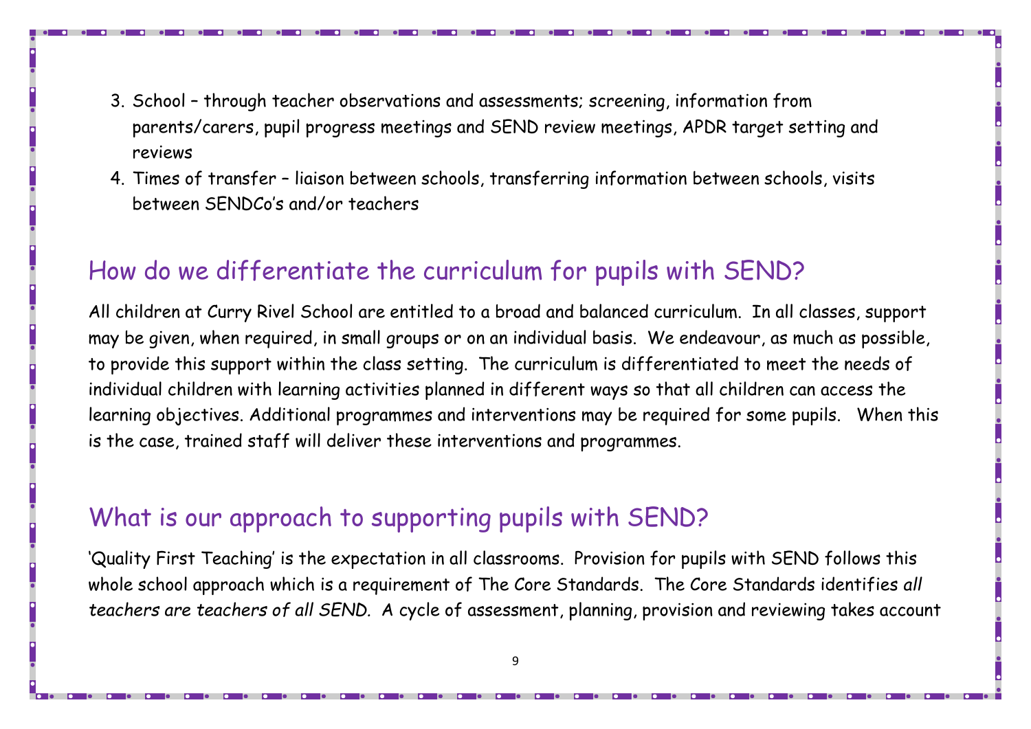3. School – through teacher observations and assessments; screening, information from parents/carers, pupil progress meetings and SEND review meetings, APDR target setting and reviews
4. Times of transfer – liaison between schools, transferring information between schools, visits between SENDCo's and/or teachers

## How do we differentiate the curriculum for pupils with SEND?

All children at Curry Rivel School are entitled to a broad and balanced curriculum. In all classes, support may be given, when required, in small groups or on an individual basis. We endeavour, as much as possible, to provide this support within the class setting. The curriculum is differentiated to meet the needs of individual children with learning activities planned in different ways so that all children can access the learning objectives. Additional programmes and interventions may be required for some pupils. When this is the case, trained staff will deliver these interventions and programmes.

## What is our approach to supporting pupils with SEND?

'Quality First Teaching' is the expectation in all classrooms. Provision for pupils with SEND follows this whole school approach which is a requirement of The Core Standards. The Core Standards identifies *all teachers are teachers of all SEND.* A cycle of assessment, planning, provision and reviewing takes account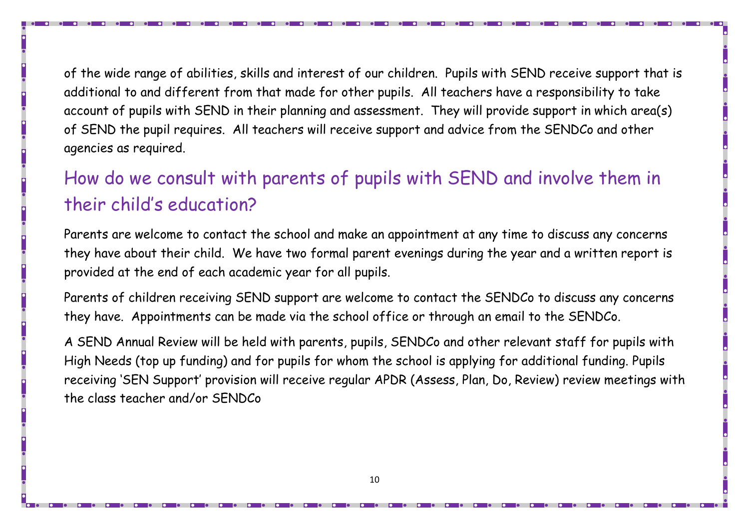of the wide range of abilities, skills and interest of our children. Pupils with SEND receive support that is additional to and different from that made for other pupils. All teachers have a responsibility to take account of pupils with SEND in their planning and assessment. They will provide support in which area(s) of SEND the pupil requires. All teachers will receive support and advice from the SENDCo and other agencies as required.

## How do we consult with parents of pupils with SEND and involve them in their child's education?

Parents are welcome to contact the school and make an appointment at any time to discuss any concerns they have about their child. We have two formal parent evenings during the year and a written report is provided at the end of each academic year for all pupils.

Parents of children receiving SEND support are welcome to contact the SENDCo to discuss any concerns they have. Appointments can be made via the school office or through an email to the SENDCo.

A SEND Annual Review will be held with parents, pupils, SENDCo and other relevant staff for pupils with High Needs (top up funding) and for pupils for whom the school is applying for additional funding. Pupils receiving 'SEN Support' provision will receive regular APDR (Assess, Plan, Do, Review) review meetings with the class teacher and/or SENDCo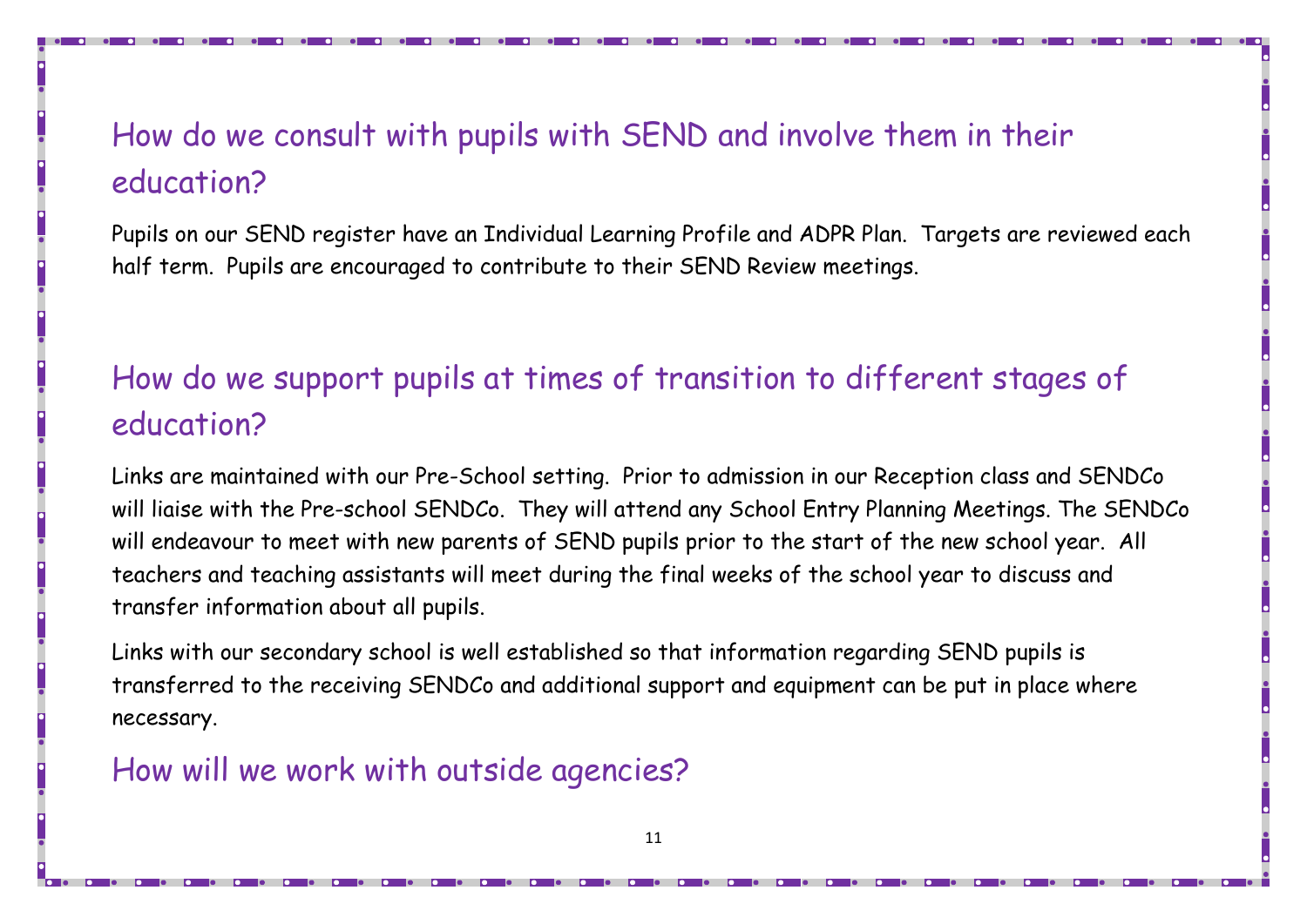## How do we consult with pupils with SEND and involve them in their education?

Pupils on our SEND register have an Individual Learning Profile and ADPR Plan.  Targets are reviewed each half term.  Pupils are encouraged to contribute to their SEND Review meetings.

## How do we support pupils at times of transition to different stages of education?

Links are maintained with our Pre-School setting.  Prior to admission in our Reception class and SENDCo will liaise with the Pre-school SENDCo.  They will attend any School Entry Planning Meetings. The SENDCo will endeavour to meet with new parents of SEND pupils prior to the start of the new school year.  All teachers and teaching assistants will meet during the final weeks of the school year to discuss and transfer information about all pupils.

Links with our secondary school is well established so that information regarding SEND pupils is transferred to the receiving SENDCo and additional support and equipment can be put in place where necessary.

## How will we work with outside agencies?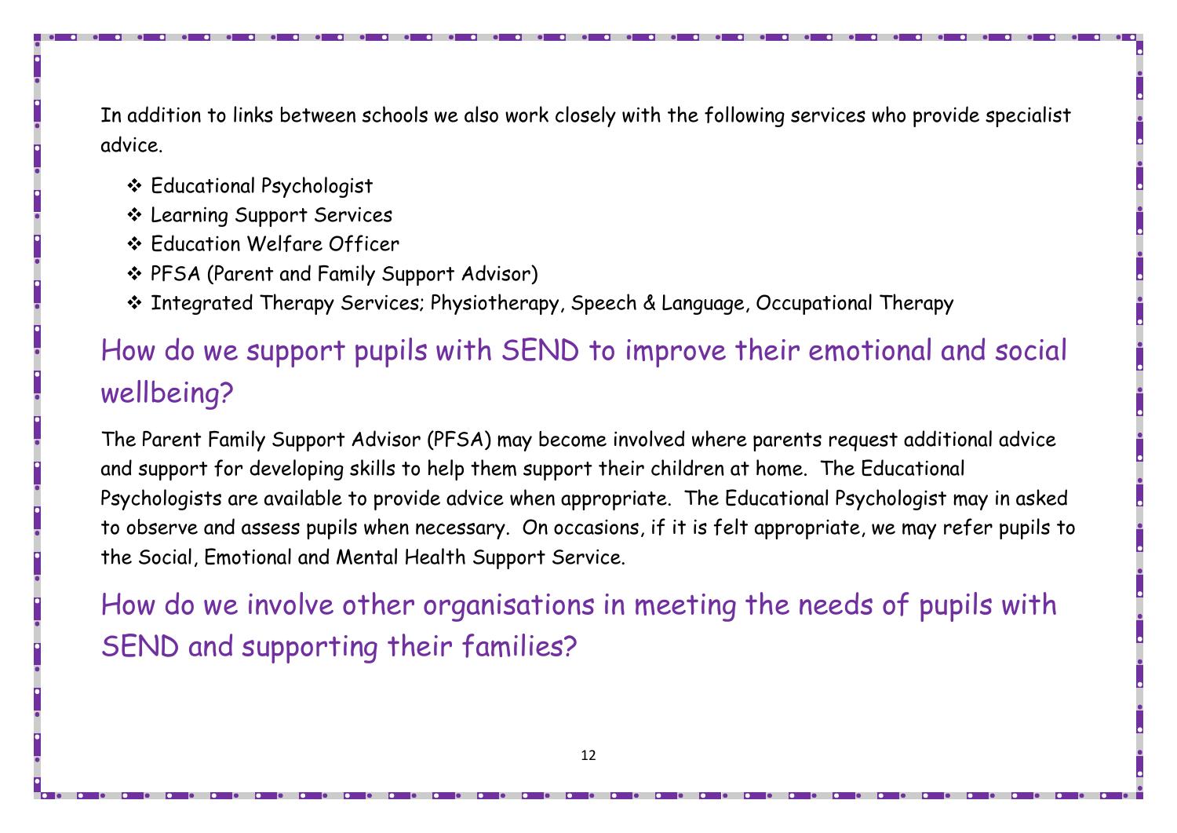In addition to links between schools we also work closely with the following services who provide specialist advice.

- Educational Psychologist
- Learning Support Services
- Education Welfare Officer
- PFSA (Parent and Family Support Advisor)
- Integrated Therapy Services; Physiotherapy, Speech & Language, Occupational Therapy

## How do we support pupils with SEND to improve their emotional and social wellbeing?

The Parent Family Support Advisor (PFSA) may become involved where parents request additional advice and support for developing skills to help them support their children at home. The Educational Psychologists are available to provide advice when appropriate. The Educational Psychologist may in asked to observe and assess pupils when necessary. On occasions, if it is felt appropriate, we may refer pupils to the Social, Emotional and Mental Health Support Service.

## How do we involve other organisations in meeting the needs of pupils with SEND and supporting their families?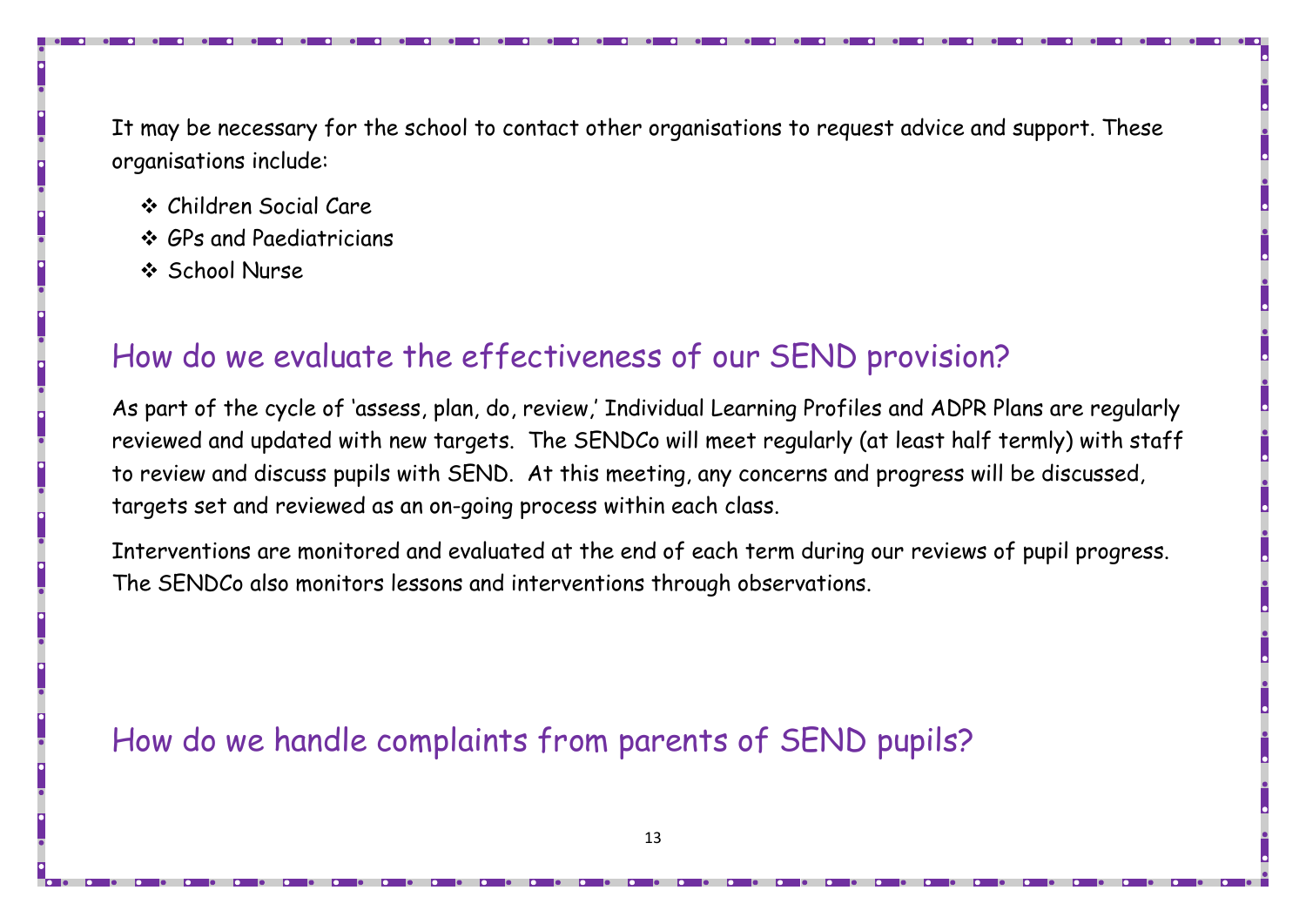It may be necessary for the school to contact other organisations to request advice and support. These organisations include:

- Children Social Care
- GPs and Paediatricians
- School Nurse

## How do we evaluate the effectiveness of our SEND provision?

As part of the cycle of 'assess, plan, do, review,' Individual Learning Profiles and ADPR Plans are regularly reviewed and updated with new targets. The SENDCo will meet regularly (at least half termly) with staff to review and discuss pupils with SEND. At this meeting, any concerns and progress will be discussed, targets set and reviewed as an on-going process within each class.

Interventions are monitored and evaluated at the end of each term during our reviews of pupil progress. The SENDCo also monitors lessons and interventions through observations.

## How do we handle complaints from parents of SEND pupils?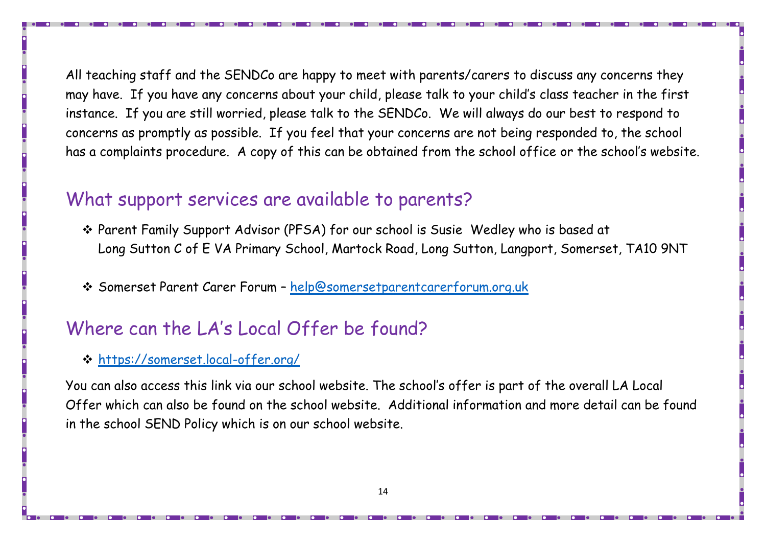All teaching staff and the SENDCo are happy to meet with parents/carers to discuss any concerns they may have. If you have any concerns about your child, please talk to your child's class teacher in the first instance. If you are still worried, please talk to the SENDCo. We will always do our best to respond to concerns as promptly as possible. If you feel that your concerns are not being responded to, the school has a complaints procedure. A copy of this can be obtained from the school office or the school's website.

## What support services are available to parents?

- Parent Family Support Advisor (PFSA) for our school is Susie Wedley who is based at Long Sutton C of E VA Primary School, Martock Road, Long Sutton, Langport, Somerset, TA10 9NT
- Somerset Parent Carer Forum – help@somersetparentcarerforum.org.uk

## Where can the LA's Local Offer be found?

- https://somerset.local-offer.org/

You can also access this link via our school website. The school's offer is part of the overall LA Local Offer which can also be found on the school website. Additional information and more detail can be found in the school SEND Policy which is on our school website.